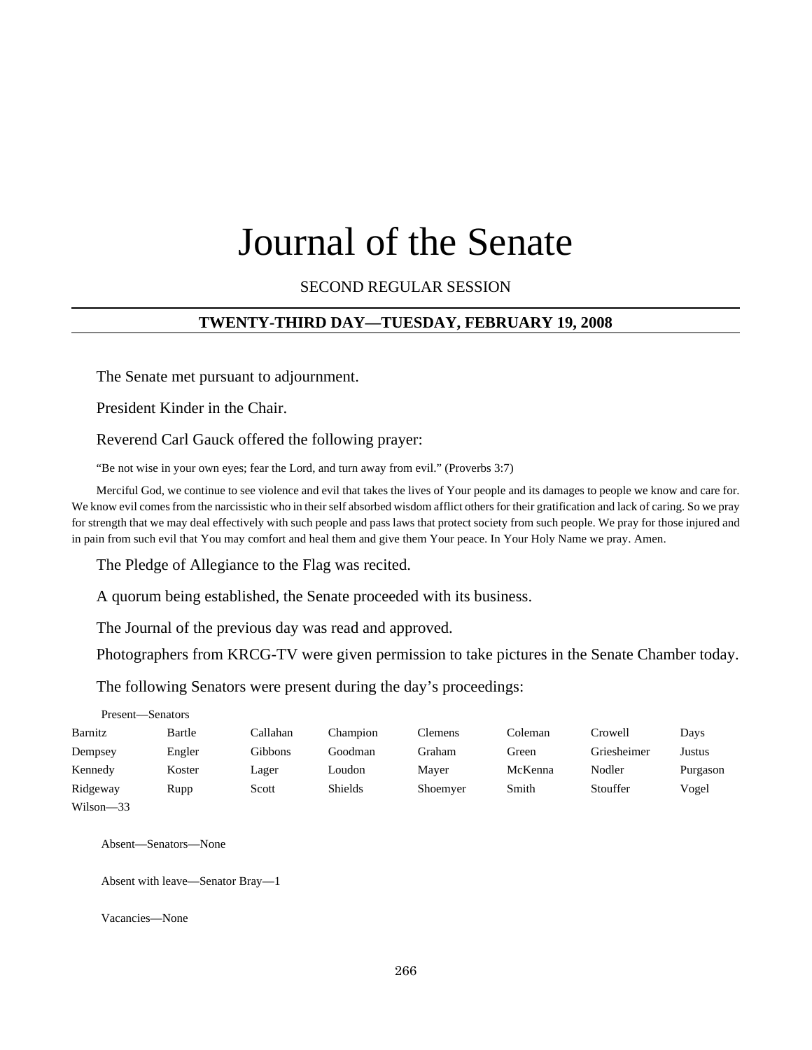# Journal of the Senate

SECOND REGULAR SESSION

## TWENTY-THIRD DAY—TUESDAY, FEBRUARY 19, 2008

The Senate met pursuant to adjournment.

President Kinder in the Chair.

Reverend Carl Gauck offered the following prayer:

"Be not wise in your own eyes; fear the Lord, and turn away from evil." (Proverbs 3:7)

Merciful God, we continue to see violence and evil that takes the lives of Your people and its damages to people we know and care for. We know evil comes from the narcissistic who in their self absorbed wisdom afflict others for their gratification and lack of caring. So we pray for strength that we may deal effectively with such people and pass laws that protect society from such people. We pray for those injured and in pain from such evil that You may comfort and heal them and give them Your peace. In Your Holy Name we pray. Amen.

The Pledge of Allegiance to the Flag was recited.

A quorum being established, the Senate proceeded with its business.

The Journal of the previous day was read and approved.

Photographers from KRCG-TV were given permission to take pictures in the Senate Chamber today.

The following Senators were present during the day's proceedings:

Present—Senators

| | | | | | | | |
|---|---|---|---|---|---|---|---|
| Barnitz | Bartle | Callahan | Champion | Clemens | Coleman | Crowell | Days |
| Dempsey | Engler | Gibbons | Goodman | Graham | Green | Griesheimer | Justus |
| Kennedy | Koster | Lager | Loudon | Mayer | McKenna | Nodler | Purgason |
| Ridgeway | Rupp | Scott | Shields | Shoemyer | Smith | Stouffer | Vogel |
| Wilson—33 | | | | | | | |

Absent—Senators—None

Absent with leave—Senator Bray—1

Vacancies—None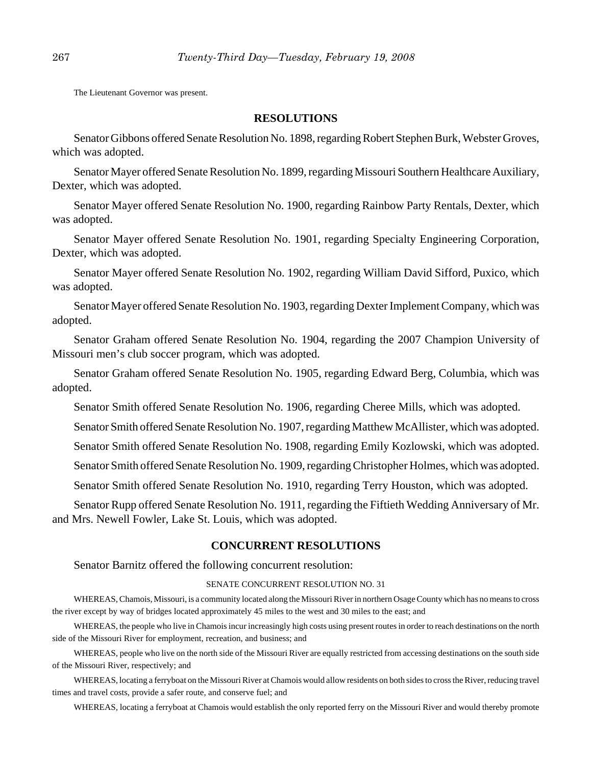The Lieutenant Governor was present.

## RESOLUTIONS

Senator Gibbons offered Senate Resolution No. 1898, regarding Robert Stephen Burk, Webster Groves, which was adopted.

Senator Mayer offered Senate Resolution No. 1899, regarding Missouri Southern Healthcare Auxiliary, Dexter, which was adopted.

Senator Mayer offered Senate Resolution No. 1900, regarding Rainbow Party Rentals, Dexter, which was adopted.

Senator Mayer offered Senate Resolution No. 1901, regarding Specialty Engineering Corporation, Dexter, which was adopted.

Senator Mayer offered Senate Resolution No. 1902, regarding William David Sifford, Puxico, which was adopted.

Senator Mayer offered Senate Resolution No. 1903, regarding Dexter Implement Company, which was adopted.

Senator Graham offered Senate Resolution No. 1904, regarding the 2007 Champion University of Missouri men's club soccer program, which was adopted.

Senator Graham offered Senate Resolution No. 1905, regarding Edward Berg, Columbia, which was adopted.

Senator Smith offered Senate Resolution No. 1906, regarding Cheree Mills, which was adopted.

Senator Smith offered Senate Resolution No. 1907, regarding Matthew McAllister, which was adopted.

Senator Smith offered Senate Resolution No. 1908, regarding Emily Kozlowski, which was adopted.

Senator Smith offered Senate Resolution No. 1909, regarding Christopher Holmes, which was adopted.

Senator Smith offered Senate Resolution No. 1910, regarding Terry Houston, which was adopted.

Senator Rupp offered Senate Resolution No. 1911, regarding the Fiftieth Wedding Anniversary of Mr. and Mrs. Newell Fowler, Lake St. Louis, which was adopted.

## CONCURRENT RESOLUTIONS

Senator Barnitz offered the following concurrent resolution:

SENATE CONCURRENT RESOLUTION NO. 31

WHEREAS, Chamois, Missouri, is a community located along the Missouri River in northern Osage County which has no means to cross the river except by way of bridges located approximately 45 miles to the west and 30 miles to the east; and

WHEREAS, the people who live in Chamois incur increasingly high costs using present routes in order to reach destinations on the north side of the Missouri River for employment, recreation, and business; and

WHEREAS, people who live on the north side of the Missouri River are equally restricted from accessing destinations on the south side of the Missouri River, respectively; and

WHEREAS, locating a ferryboat on the Missouri River at Chamois would allow residents on both sides to cross the River, reducing travel times and travel costs, provide a safer route, and conserve fuel; and

WHEREAS, locating a ferryboat at Chamois would establish the only reported ferry on the Missouri River and would thereby promote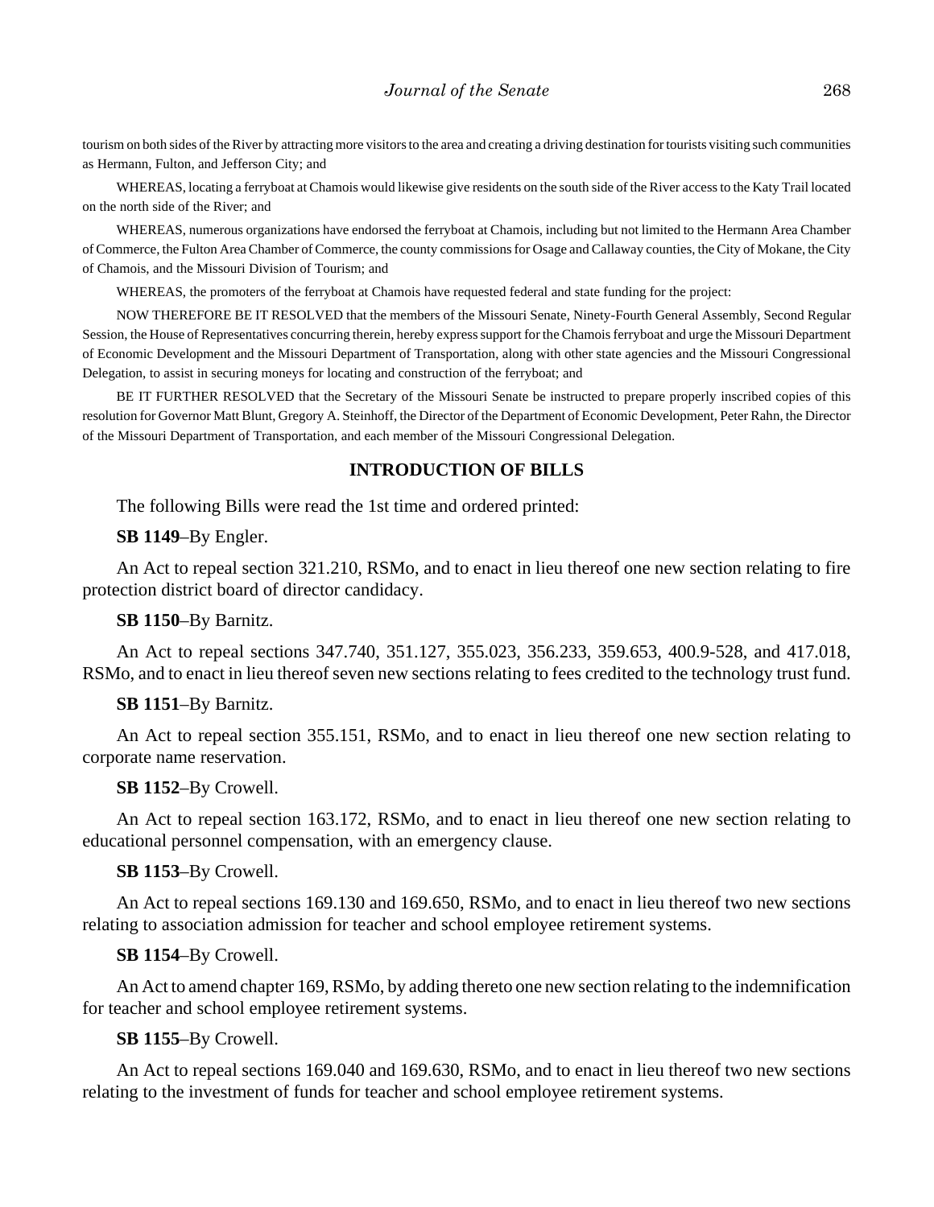tourism on both sides of the River by attracting more visitors to the area and creating a driving destination for tourists visiting such communities as Hermann, Fulton, and Jefferson City; and

WHEREAS, locating a ferryboat at Chamois would likewise give residents on the south side of the River access to the Katy Trail located on the north side of the River; and

WHEREAS, numerous organizations have endorsed the ferryboat at Chamois, including but not limited to the Hermann Area Chamber of Commerce, the Fulton Area Chamber of Commerce, the county commissions for Osage and Callaway counties, the City of Mokane, the City of Chamois, and the Missouri Division of Tourism; and

WHEREAS, the promoters of the ferryboat at Chamois have requested federal and state funding for the project:

NOW THEREFORE BE IT RESOLVED that the members of the Missouri Senate, Ninety-Fourth General Assembly, Second Regular Session, the House of Representatives concurring therein, hereby express support for the Chamois ferryboat and urge the Missouri Department of Economic Development and the Missouri Department of Transportation, along with other state agencies and the Missouri Congressional Delegation, to assist in securing moneys for locating and construction of the ferryboat; and

BE IT FURTHER RESOLVED that the Secretary of the Missouri Senate be instructed to prepare properly inscribed copies of this resolution for Governor Matt Blunt, Gregory A. Steinhoff, the Director of the Department of Economic Development, Peter Rahn, the Director of the Missouri Department of Transportation, and each member of the Missouri Congressional Delegation.

## INTRODUCTION OF BILLS

The following Bills were read the 1st time and ordered printed:

**SB 1149**–By Engler.

An Act to repeal section 321.210, RSMo, and to enact in lieu thereof one new section relating to fire protection district board of director candidacy.

**SB 1150**–By Barnitz.

An Act to repeal sections 347.740, 351.127, 355.023, 356.233, 359.653, 400.9-528, and 417.018, RSMo, and to enact in lieu thereof seven new sections relating to fees credited to the technology trust fund.

**SB 1151**–By Barnitz.

An Act to repeal section 355.151, RSMo, and to enact in lieu thereof one new section relating to corporate name reservation.

**SB 1152**–By Crowell.

An Act to repeal section 163.172, RSMo, and to enact in lieu thereof one new section relating to educational personnel compensation, with an emergency clause.

**SB 1153**–By Crowell.

An Act to repeal sections 169.130 and 169.650, RSMo, and to enact in lieu thereof two new sections relating to association admission for teacher and school employee retirement systems.

**SB 1154**–By Crowell.

An Act to amend chapter 169, RSMo, by adding thereto one new section relating to the indemnification for teacher and school employee retirement systems.

**SB 1155**–By Crowell.

An Act to repeal sections 169.040 and 169.630, RSMo, and to enact in lieu thereof two new sections relating to the investment of funds for teacher and school employee retirement systems.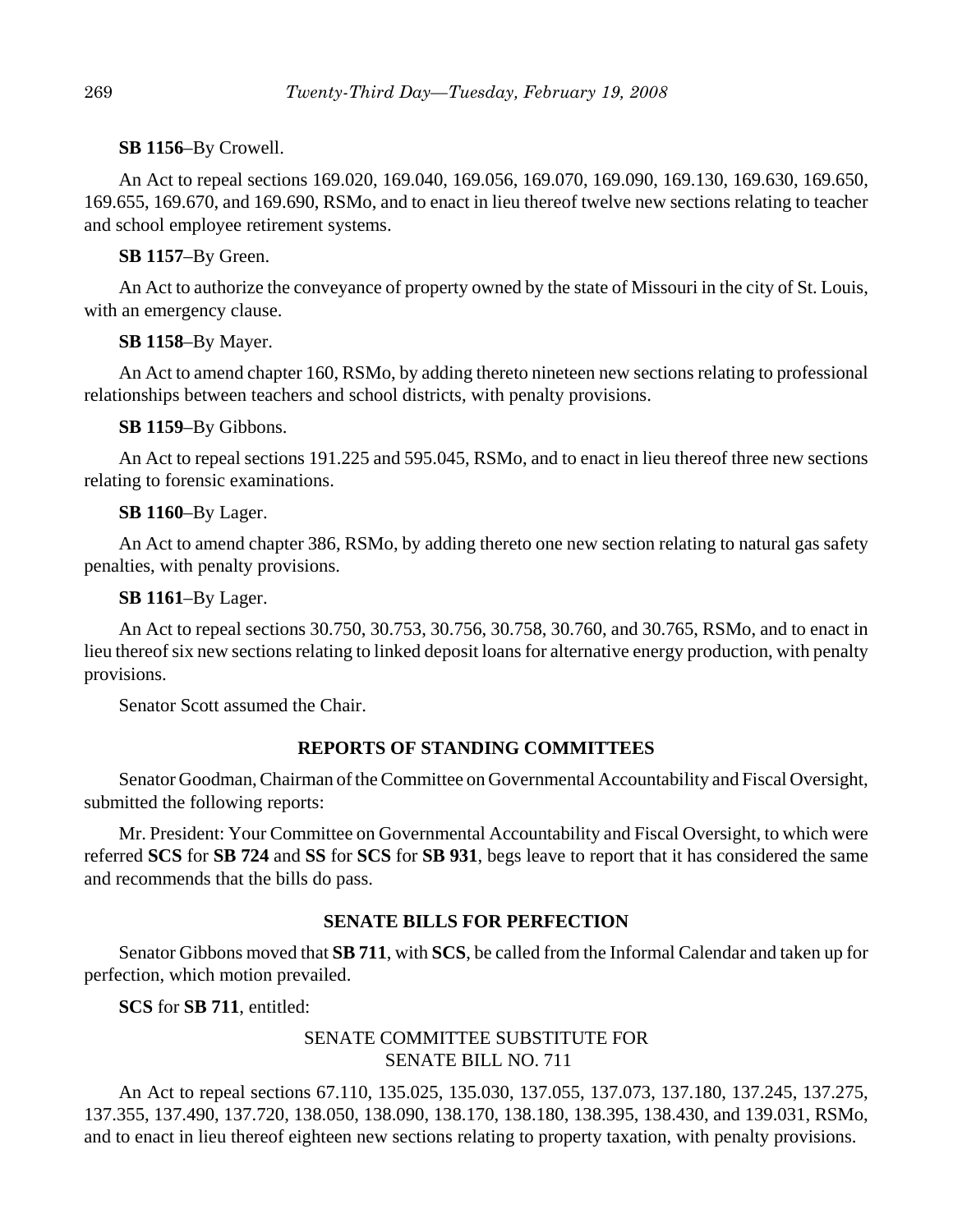**SB 1156**–By Crowell.

An Act to repeal sections 169.020, 169.040, 169.056, 169.070, 169.090, 169.130, 169.630, 169.650, 169.655, 169.670, and 169.690, RSMo, and to enact in lieu thereof twelve new sections relating to teacher and school employee retirement systems.

**SB 1157**–By Green.

An Act to authorize the conveyance of property owned by the state of Missouri in the city of St. Louis, with an emergency clause.

**SB 1158**–By Mayer.

An Act to amend chapter 160, RSMo, by adding thereto nineteen new sections relating to professional relationships between teachers and school districts, with penalty provisions.

**SB 1159**–By Gibbons.

An Act to repeal sections 191.225 and 595.045, RSMo, and to enact in lieu thereof three new sections relating to forensic examinations.

**SB 1160**–By Lager.

An Act to amend chapter 386, RSMo, by adding thereto one new section relating to natural gas safety penalties, with penalty provisions.

**SB 1161**–By Lager.

An Act to repeal sections 30.750, 30.753, 30.756, 30.758, 30.760, and 30.765, RSMo, and to enact in lieu thereof six new sections relating to linked deposit loans for alternative energy production, with penalty provisions.

Senator Scott assumed the Chair.

## REPORTS OF STANDING COMMITTEES

Senator Goodman, Chairman of the Committee on Governmental Accountability and Fiscal Oversight, submitted the following reports:

Mr. President: Your Committee on Governmental Accountability and Fiscal Oversight, to which were referred **SCS** for **SB 724** and **SS** for **SCS** for **SB 931**, begs leave to report that it has considered the same and recommends that the bills do pass.

## SENATE BILLS FOR PERFECTION

Senator Gibbons moved that **SB 711**, with **SCS**, be called from the Informal Calendar and taken up for perfection, which motion prevailed.

**SCS** for **SB 711**, entitled:

SENATE COMMITTEE SUBSTITUTE FOR
SENATE BILL NO. 711

An Act to repeal sections 67.110, 135.025, 135.030, 137.055, 137.073, 137.180, 137.245, 137.275, 137.355, 137.490, 137.720, 138.050, 138.090, 138.170, 138.180, 138.395, 138.430, and 139.031, RSMo, and to enact in lieu thereof eighteen new sections relating to property taxation, with penalty provisions.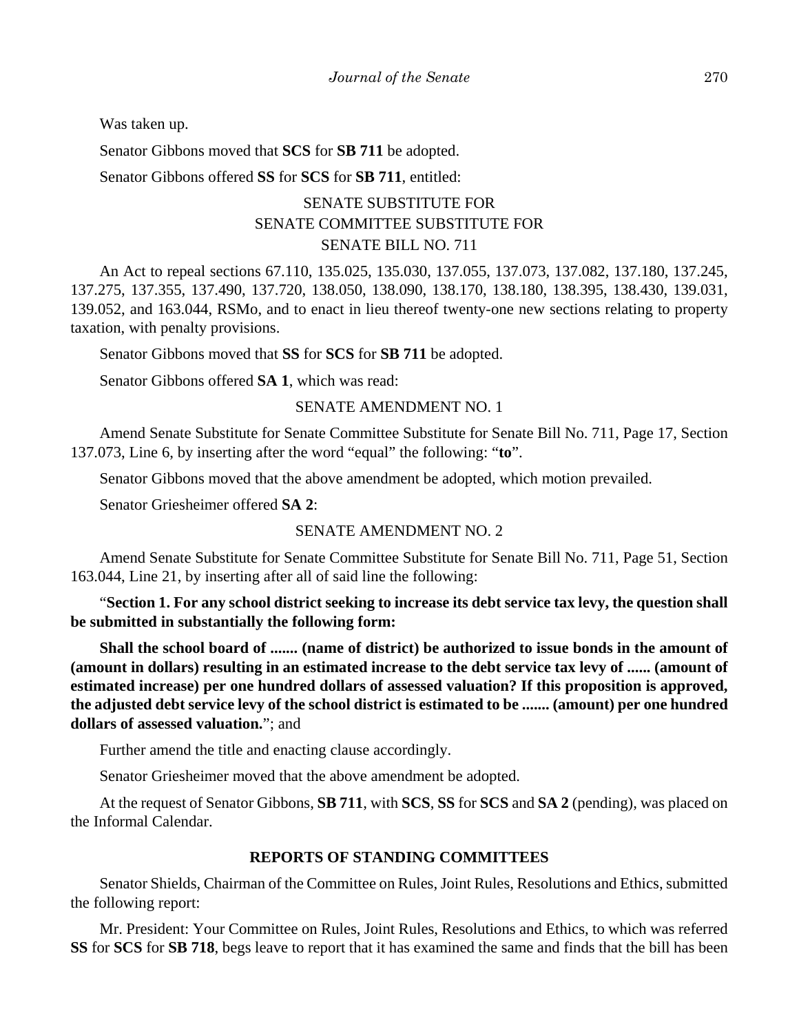Was taken up.

Senator Gibbons moved that **SCS** for **SB 711** be adopted.

Senator Gibbons offered **SS** for **SCS** for **SB 711**, entitled:

SENATE SUBSTITUTE FOR
SENATE COMMITTEE SUBSTITUTE FOR
SENATE BILL NO. 711

An Act to repeal sections 67.110, 135.025, 135.030, 137.055, 137.073, 137.082, 137.180, 137.245, 137.275, 137.355, 137.490, 137.720, 138.050, 138.090, 138.170, 138.180, 138.395, 138.430, 139.031, 139.052, and 163.044, RSMo, and to enact in lieu thereof twenty-one new sections relating to property taxation, with penalty provisions.

Senator Gibbons moved that **SS** for **SCS** for **SB 711** be adopted.

Senator Gibbons offered **SA 1**, which was read:

SENATE AMENDMENT NO. 1

Amend Senate Substitute for Senate Committee Substitute for Senate Bill No. 711, Page 17, Section 137.073, Line 6, by inserting after the word "equal" the following: "**to**".

Senator Gibbons moved that the above amendment be adopted, which motion prevailed.

Senator Griesheimer offered **SA 2**:

SENATE AMENDMENT NO. 2

Amend Senate Substitute for Senate Committee Substitute for Senate Bill No. 711, Page 51, Section 163.044, Line 21, by inserting after all of said line the following:

"**Section 1. For any school district seeking to increase its debt service tax levy, the question shall be submitted in substantially the following form:**

**Shall the school board of ....... (name of district) be authorized to issue bonds in the amount of (amount in dollars) resulting in an estimated increase to the debt service tax levy of ...... (amount of estimated increase) per one hundred dollars of assessed valuation? If this proposition is approved, the adjusted debt service levy of the school district is estimated to be ....... (amount) per one hundred dollars of assessed valuation.**"; and

Further amend the title and enacting clause accordingly.

Senator Griesheimer moved that the above amendment be adopted.

At the request of Senator Gibbons, **SB 711**, with **SCS**, **SS** for **SCS** and **SA 2** (pending), was placed on the Informal Calendar.

**REPORTS OF STANDING COMMITTEES**

Senator Shields, Chairman of the Committee on Rules, Joint Rules, Resolutions and Ethics, submitted the following report:

Mr. President: Your Committee on Rules, Joint Rules, Resolutions and Ethics, to which was referred **SS** for **SCS** for **SB 718**, begs leave to report that it has examined the same and finds that the bill has been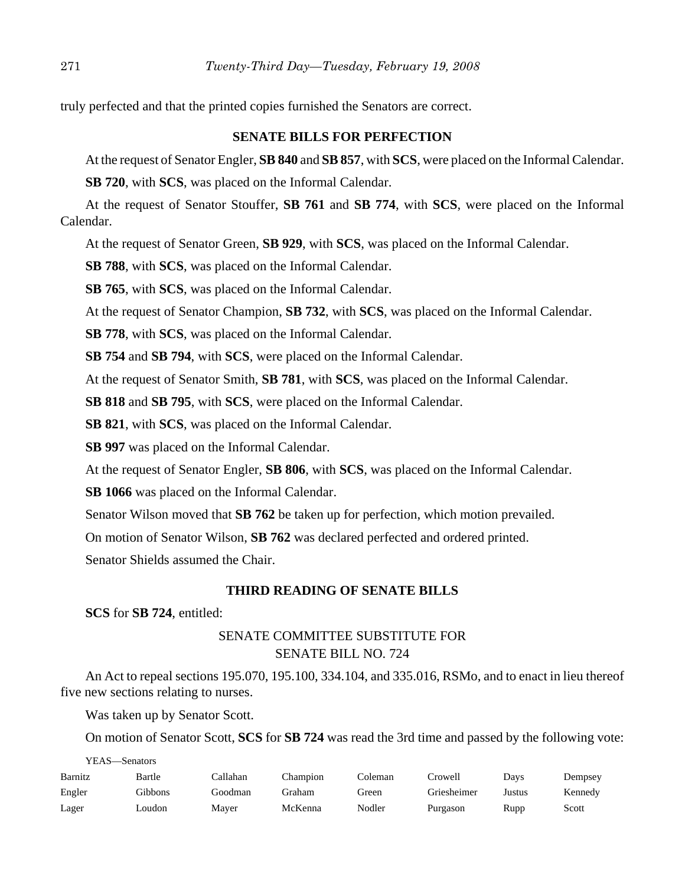truly perfected and that the printed copies furnished the Senators are correct.

## SENATE BILLS FOR PERFECTION

At the request of Senator Engler, **SB 840** and **SB 857**, with **SCS**, were placed on the Informal Calendar.

**SB 720**, with **SCS**, was placed on the Informal Calendar.

At the request of Senator Stouffer, **SB 761** and **SB 774**, with **SCS**, were placed on the Informal Calendar.

At the request of Senator Green, **SB 929**, with **SCS**, was placed on the Informal Calendar.

**SB 788**, with **SCS**, was placed on the Informal Calendar.

**SB 765**, with **SCS**, was placed on the Informal Calendar.

At the request of Senator Champion, **SB 732**, with **SCS**, was placed on the Informal Calendar.

**SB 778**, with **SCS**, was placed on the Informal Calendar.

**SB 754** and **SB 794**, with **SCS**, were placed on the Informal Calendar.

At the request of Senator Smith, **SB 781**, with **SCS**, was placed on the Informal Calendar.

**SB 818** and **SB 795**, with **SCS**, were placed on the Informal Calendar.

**SB 821**, with **SCS**, was placed on the Informal Calendar.

**SB 997** was placed on the Informal Calendar.

At the request of Senator Engler, **SB 806**, with **SCS**, was placed on the Informal Calendar.

**SB 1066** was placed on the Informal Calendar.

Senator Wilson moved that **SB 762** be taken up for perfection, which motion prevailed.

On motion of Senator Wilson, **SB 762** was declared perfected and ordered printed.

Senator Shields assumed the Chair.

## THIRD READING OF SENATE BILLS

**SCS** for **SB 724**, entitled:

SENATE COMMITTEE SUBSTITUTE FOR
SENATE BILL NO. 724

An Act to repeal sections 195.070, 195.100, 334.104, and 335.016, RSMo, and to enact in lieu thereof five new sections relating to nurses.

Was taken up by Senator Scott.

On motion of Senator Scott, **SCS** for **SB 724** was read the 3rd time and passed by the following vote:

YEAS—Senators

| | | | | | | | |
|---|---|---|---|---|---|---|---|
| Barnitz | Bartle | Callahan | Champion | Coleman | Crowell | Days | Dempsey |
| Engler | Gibbons | Goodman | Graham | Green | Griesheimer | Justus | Kennedy |
| Lager | Loudon | Mayer | McKenna | Nodler | Purgason | Rupp | Scott |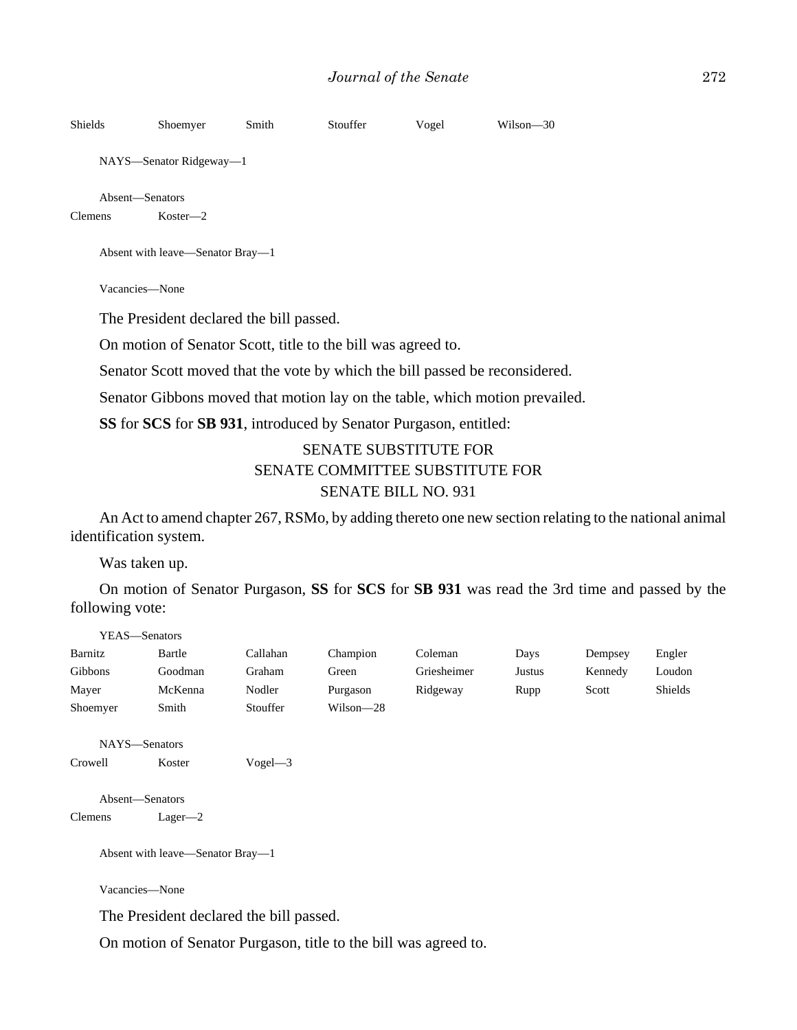Shields Shoemyer Smith Stouffer Vogel Wilson—30

NAYS—Senator Ridgeway—1

Absent—Senators
Clemens Koster—2

Absent with leave—Senator Bray—1

Vacancies—None

The President declared the bill passed.

On motion of Senator Scott, title to the bill was agreed to.

Senator Scott moved that the vote by which the bill passed be reconsidered.

Senator Gibbons moved that motion lay on the table, which motion prevailed.

**SS** for **SCS** for **SB 931**, introduced by Senator Purgason, entitled:

SENATE SUBSTITUTE FOR
SENATE COMMITTEE SUBSTITUTE FOR
SENATE BILL NO. 931

An Act to amend chapter 267, RSMo, by adding thereto one new section relating to the national animal identification system.

Was taken up.

On motion of Senator Purgason, **SS** for **SCS** for **SB 931** was read the 3rd time and passed by the following vote:

YEAS—Senators
Barnitz Bartle Callahan Champion Coleman Days Dempsey Engler
Gibbons Goodman Graham Green Griesheimer Justus Kennedy Loudon
Mayer McKenna Nodler Purgason Ridgeway Rupp Scott Shields
Shoemyer Smith Stouffer Wilson—28

NAYS—Senators
Crowell Koster Vogel—3

Absent—Senators
Clemens Lager—2

Absent with leave—Senator Bray—1

Vacancies—None

The President declared the bill passed.

On motion of Senator Purgason, title to the bill was agreed to.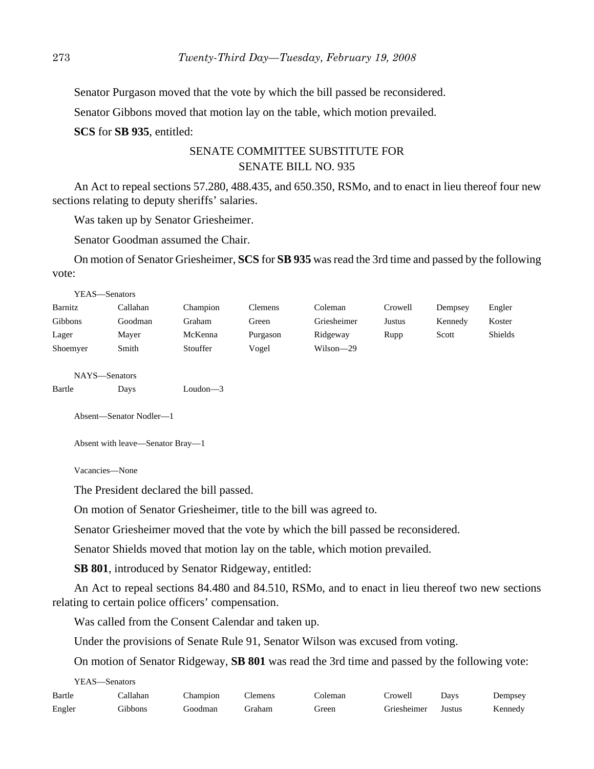Senator Purgason moved that the vote by which the bill passed be reconsidered.

Senator Gibbons moved that motion lay on the table, which motion prevailed.

**SCS** for **SB 935**, entitled:

SENATE COMMITTEE SUBSTITUTE FOR
SENATE BILL NO. 935

An Act to repeal sections 57.280, 488.435, and 650.350, RSMo, and to enact in lieu thereof four new sections relating to deputy sheriffs' salaries.

Was taken up by Senator Griesheimer.

Senator Goodman assumed the Chair.

On motion of Senator Griesheimer, **SCS** for **SB 935** was read the 3rd time and passed by the following vote:

YEAS—Senators

| | | | | | | | |
|---|---|---|---|---|---|---|---|
| Barnitz | Callahan | Champion | Clemens | Coleman | Crowell | Dempsey | Engler |
| Gibbons | Goodman | Graham | Green | Griesheimer | Justus | Kennedy | Koster |
| Lager | Mayer | McKenna | Purgason | Ridgeway | Rupp | Scott | Shields |
| Shoemyer | Smith | Stouffer | Vogel | Wilson—29 | | | |

NAYS—Senators

| | | |
|---|---|---|
| Bartle | Days | Loudon—3 |

Absent—Senator Nodler—1

Absent with leave—Senator Bray—1

Vacancies—None

The President declared the bill passed.

On motion of Senator Griesheimer, title to the bill was agreed to.

Senator Griesheimer moved that the vote by which the bill passed be reconsidered.

Senator Shields moved that motion lay on the table, which motion prevailed.

**SB 801**, introduced by Senator Ridgeway, entitled:

An Act to repeal sections 84.480 and 84.510, RSMo, and to enact in lieu thereof two new sections relating to certain police officers' compensation.

Was called from the Consent Calendar and taken up.

Under the provisions of Senate Rule 91, Senator Wilson was excused from voting.

On motion of Senator Ridgeway, **SB 801** was read the 3rd time and passed by the following vote:

YEAS—Senators

| | | | | | | | |
|---|---|---|---|---|---|---|---|
| Bartle | Callahan | Champion | Clemens | Coleman | Crowell | Days | Dempsey |
| Engler | Gibbons | Goodman | Graham | Green | Griesheimer | Justus | Kennedy |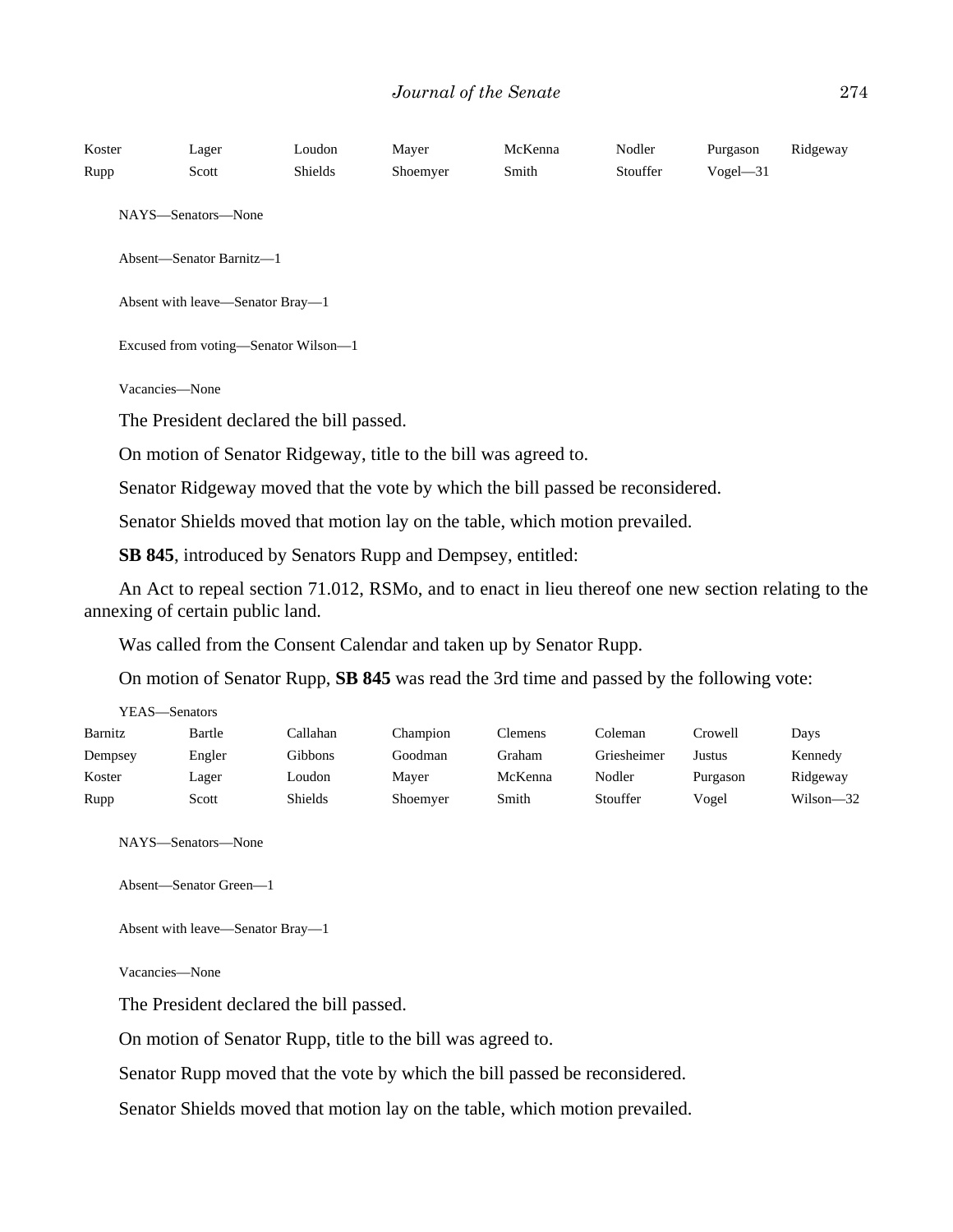| | | | | | | | |
|---|---|---|---|---|---|---|---|
| Koster | Lager | Loudon | Mayer | McKenna | Nodler | Purgason | Ridgeway |
| Rupp | Scott | Shields | Shoemyer | Smith | Stouffer | Vogel—31 | |

NAYS—Senators—None

Absent—Senator Barnitz—1

Absent with leave—Senator Bray—1

Excused from voting—Senator Wilson—1

Vacancies—None

The President declared the bill passed.

On motion of Senator Ridgeway, title to the bill was agreed to.

Senator Ridgeway moved that the vote by which the bill passed be reconsidered.

Senator Shields moved that motion lay on the table, which motion prevailed.

**SB 845**, introduced by Senators Rupp and Dempsey, entitled:

An Act to repeal section 71.012, RSMo, and to enact in lieu thereof one new section relating to the annexing of certain public land.

Was called from the Consent Calendar and taken up by Senator Rupp.

On motion of Senator Rupp, **SB 845** was read the 3rd time and passed by the following vote:

YEAS—Senators

| | | | | | | | |
|---|---|---|---|---|---|---|---|
| Barnitz | Bartle | Callahan | Champion | Clemens | Coleman | Crowell | Days |
| Dempsey | Engler | Gibbons | Goodman | Graham | Griesheimer | Justus | Kennedy |
| Koster | Lager | Loudon | Mayer | McKenna | Nodler | Purgason | Ridgeway |
| Rupp | Scott | Shields | Shoemyer | Smith | Stouffer | Vogel | Wilson—32 |

NAYS—Senators—None

Absent—Senator Green—1

Absent with leave—Senator Bray—1

Vacancies—None

The President declared the bill passed.

On motion of Senator Rupp, title to the bill was agreed to.

Senator Rupp moved that the vote by which the bill passed be reconsidered.

Senator Shields moved that motion lay on the table, which motion prevailed.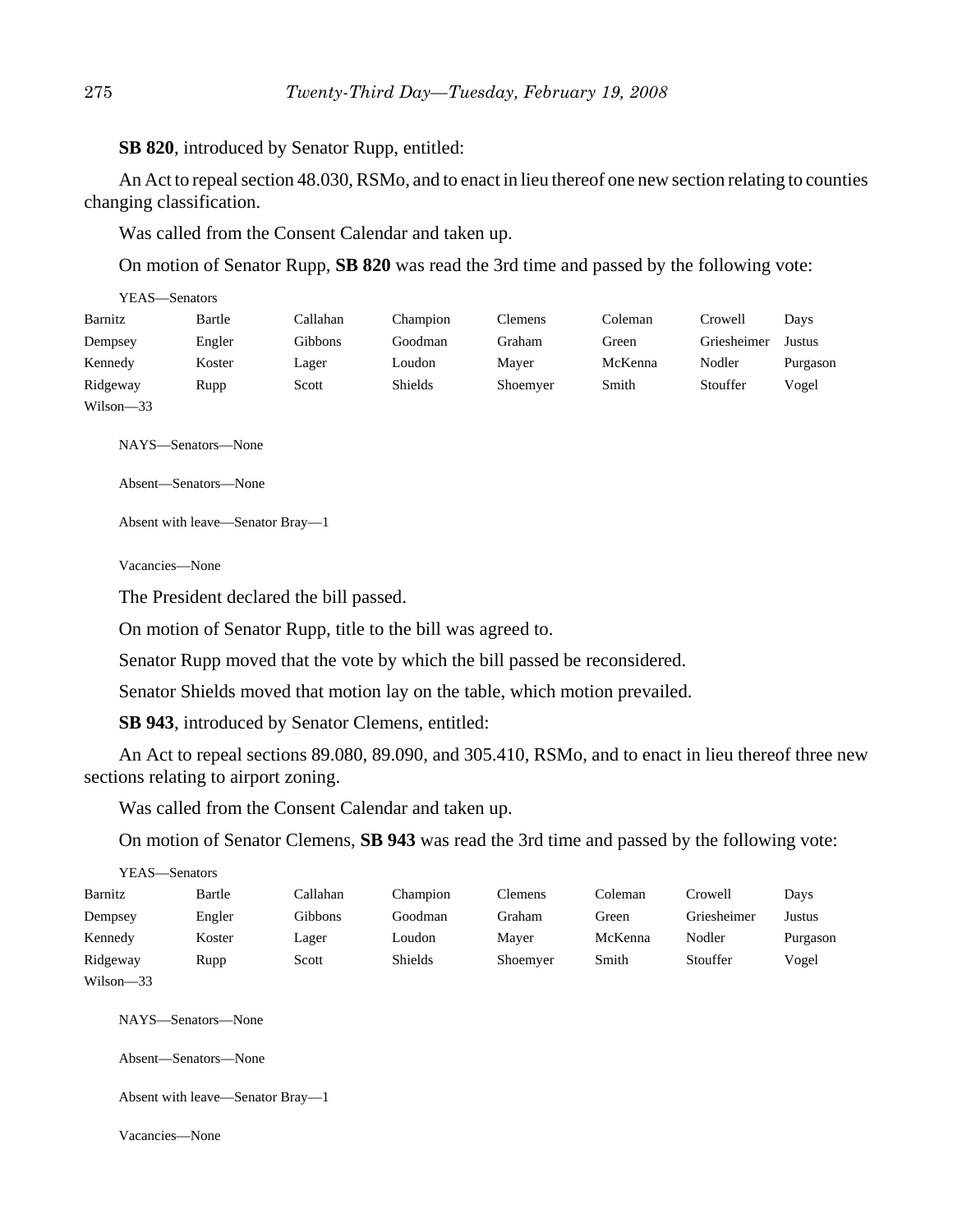**SB 820**, introduced by Senator Rupp, entitled:

An Act to repeal section 48.030, RSMo, and to enact in lieu thereof one new section relating to counties changing classification.

Was called from the Consent Calendar and taken up.

On motion of Senator Rupp, **SB 820** was read the 3rd time and passed by the following vote:

YEAS—Senators

| | | | | | | | |
|---|---|---|---|---|---|---|---|
| Barnitz | Bartle | Callahan | Champion | Clemens | Coleman | Crowell | Days |
| Dempsey | Engler | Gibbons | Goodman | Graham | Green | Griesheimer | Justus |
| Kennedy | Koster | Lager | Loudon | Mayer | McKenna | Nodler | Purgason |
| Ridgeway | Rupp | Scott | Shields | Shoemyer | Smith | Stouffer | Vogel |
| Wilson—33 | | | | | | | |

NAYS—Senators—None

Absent—Senators—None

Absent with leave—Senator Bray—1

Vacancies—None

The President declared the bill passed.

On motion of Senator Rupp, title to the bill was agreed to.

Senator Rupp moved that the vote by which the bill passed be reconsidered.

Senator Shields moved that motion lay on the table, which motion prevailed.

**SB 943**, introduced by Senator Clemens, entitled:

An Act to repeal sections 89.080, 89.090, and 305.410, RSMo, and to enact in lieu thereof three new sections relating to airport zoning.

Was called from the Consent Calendar and taken up.

On motion of Senator Clemens, **SB 943** was read the 3rd time and passed by the following vote:

YEAS—Senators

| | | | | | | | |
|---|---|---|---|---|---|---|---|
| Barnitz | Bartle | Callahan | Champion | Clemens | Coleman | Crowell | Days |
| Dempsey | Engler | Gibbons | Goodman | Graham | Green | Griesheimer | Justus |
| Kennedy | Koster | Lager | Loudon | Mayer | McKenna | Nodler | Purgason |
| Ridgeway | Rupp | Scott | Shields | Shoemyer | Smith | Stouffer | Vogel |
| Wilson—33 | | | | | | | |

NAYS—Senators—None

Absent—Senators—None

Absent with leave—Senator Bray—1

Vacancies—None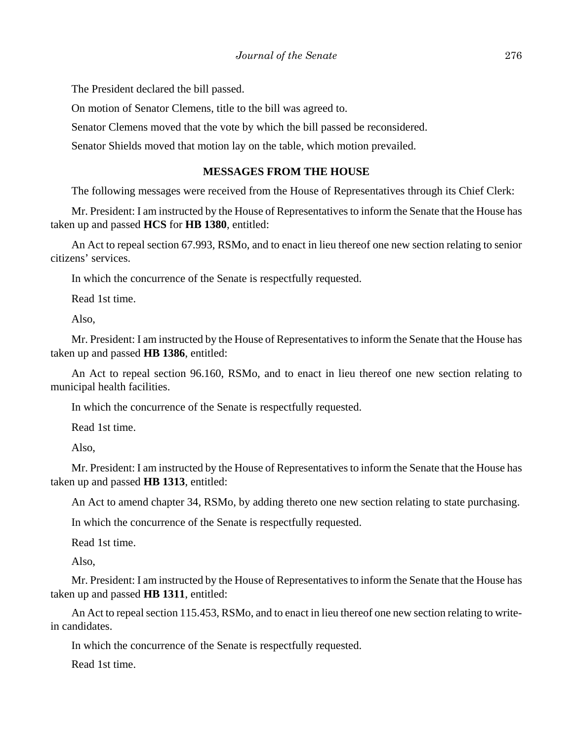The President declared the bill passed.

On motion of Senator Clemens, title to the bill was agreed to.

Senator Clemens moved that the vote by which the bill passed be reconsidered.

Senator Shields moved that motion lay on the table, which motion prevailed.

## MESSAGES FROM THE HOUSE

The following messages were received from the House of Representatives through its Chief Clerk:

Mr. President: I am instructed by the House of Representatives to inform the Senate that the House has taken up and passed **HCS** for **HB 1380**, entitled:

An Act to repeal section 67.993, RSMo, and to enact in lieu thereof one new section relating to senior citizens' services.

In which the concurrence of the Senate is respectfully requested.

Read 1st time.

Also,

Mr. President: I am instructed by the House of Representatives to inform the Senate that the House has taken up and passed **HB 1386**, entitled:

An Act to repeal section 96.160, RSMo, and to enact in lieu thereof one new section relating to municipal health facilities.

In which the concurrence of the Senate is respectfully requested.

Read 1st time.

Also,

Mr. President: I am instructed by the House of Representatives to inform the Senate that the House has taken up and passed **HB 1313**, entitled:

An Act to amend chapter 34, RSMo, by adding thereto one new section relating to state purchasing.

In which the concurrence of the Senate is respectfully requested.

Read 1st time.

Also,

Mr. President: I am instructed by the House of Representatives to inform the Senate that the House has taken up and passed **HB 1311**, entitled:

An Act to repeal section 115.453, RSMo, and to enact in lieu thereof one new section relating to write-in candidates.

In which the concurrence of the Senate is respectfully requested.

Read 1st time.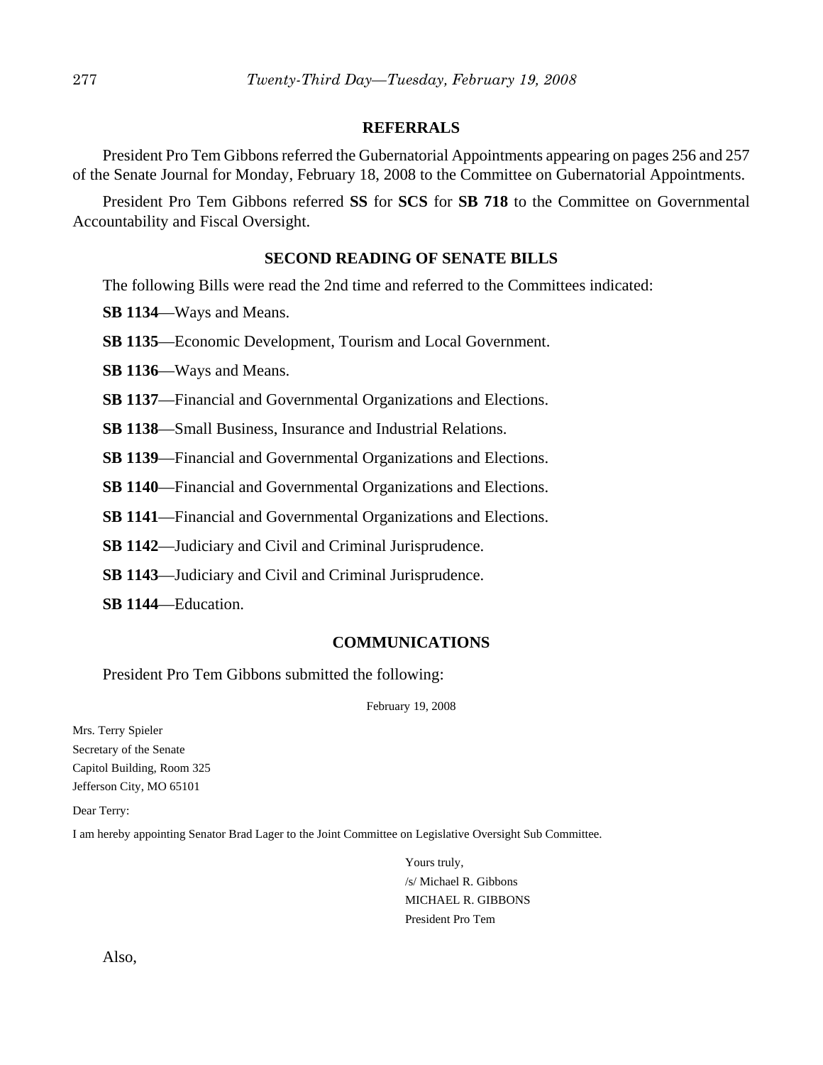## REFERRALS

President Pro Tem Gibbons referred the Gubernatorial Appointments appearing on pages 256 and 257 of the Senate Journal for Monday, February 18, 2008 to the Committee on Gubernatorial Appointments.

President Pro Tem Gibbons referred **SS** for **SCS** for **SB 718** to the Committee on Governmental Accountability and Fiscal Oversight.

## SECOND READING OF SENATE BILLS

The following Bills were read the 2nd time and referred to the Committees indicated:

**SB 1134**—Ways and Means.

**SB 1135**—Economic Development, Tourism and Local Government.

**SB 1136**—Ways and Means.

**SB 1137**—Financial and Governmental Organizations and Elections.

**SB 1138**—Small Business, Insurance and Industrial Relations.

**SB 1139**—Financial and Governmental Organizations and Elections.

**SB 1140**—Financial and Governmental Organizations and Elections.

**SB 1141**—Financial and Governmental Organizations and Elections.

**SB 1142**—Judiciary and Civil and Criminal Jurisprudence.

**SB 1143**—Judiciary and Civil and Criminal Jurisprudence.

**SB 1144**—Education.

## COMMUNICATIONS

President Pro Tem Gibbons submitted the following:

February 19, 2008

Mrs. Terry Spieler
Secretary of the Senate
Capitol Building, Room 325
Jefferson City, MO 65101

Dear Terry:

I am hereby appointing Senator Brad Lager to the Joint Committee on Legislative Oversight Sub Committee.

Yours truly,
/s/ Michael R. Gibbons
MICHAEL R. GIBBONS
President Pro Tem

Also,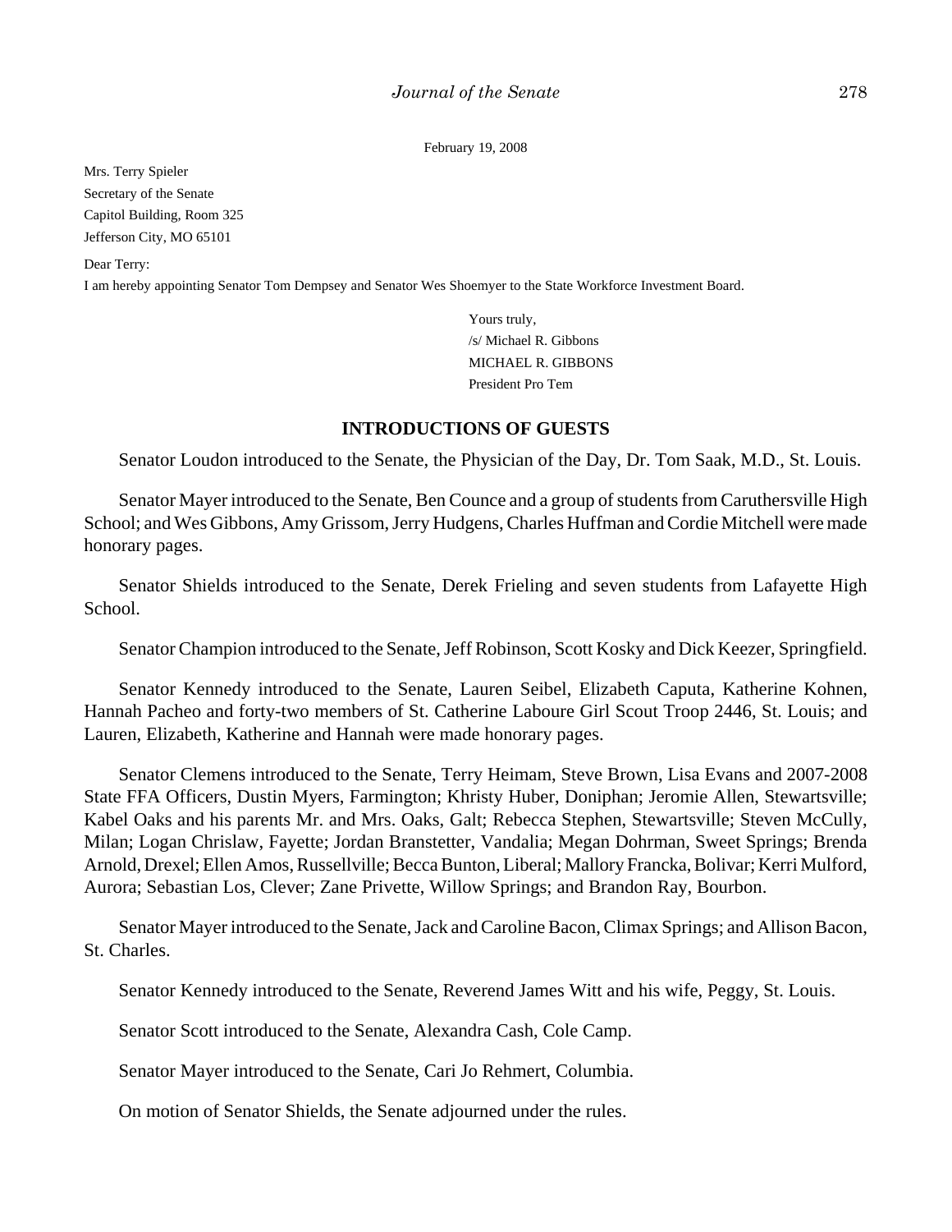February 19, 2008

Mrs. Terry Spieler
Secretary of the Senate
Capitol Building, Room 325
Jefferson City, MO 65101

Dear Terry:

I am hereby appointing Senator Tom Dempsey and Senator Wes Shoemyer to the State Workforce Investment Board.

Yours truly,
/s/ Michael R. Gibbons
MICHAEL R. GIBBONS
President Pro Tem

## INTRODUCTIONS OF GUESTS

Senator Loudon introduced to the Senate, the Physician of the Day, Dr. Tom Saak, M.D., St. Louis.

Senator Mayer introduced to the Senate, Ben Counce and a group of students from Caruthersville High School; and Wes Gibbons, Amy Grissom, Jerry Hudgens, Charles Huffman and Cordie Mitchell were made honorary pages.

Senator Shields introduced to the Senate, Derek Frieling and seven students from Lafayette High School.

Senator Champion introduced to the Senate, Jeff Robinson, Scott Kosky and Dick Keezer, Springfield.

Senator Kennedy introduced to the Senate, Lauren Seibel, Elizabeth Caputa, Katherine Kohnen, Hannah Pacheo and forty-two members of St. Catherine Laboure Girl Scout Troop 2446, St. Louis; and Lauren, Elizabeth, Katherine and Hannah were made honorary pages.

Senator Clemens introduced to the Senate, Terry Heimam, Steve Brown, Lisa Evans and 2007-2008 State FFA Officers, Dustin Myers, Farmington; Khristy Huber, Doniphan; Jeromie Allen, Stewartsville; Kabel Oaks and his parents Mr. and Mrs. Oaks, Galt; Rebecca Stephen, Stewartsville; Steven McCully, Milan; Logan Chrislaw, Fayette; Jordan Branstetter, Vandalia; Megan Dohrman, Sweet Springs; Brenda Arnold, Drexel; Ellen Amos, Russellville; Becca Bunton, Liberal; Mallory Francka, Bolivar; Kerri Mulford, Aurora; Sebastian Los, Clever; Zane Privette, Willow Springs; and Brandon Ray, Bourbon.

Senator Mayer introduced to the Senate, Jack and Caroline Bacon, Climax Springs; and Allison Bacon, St. Charles.

Senator Kennedy introduced to the Senate, Reverend James Witt and his wife, Peggy, St. Louis.

Senator Scott introduced to the Senate, Alexandra Cash, Cole Camp.

Senator Mayer introduced to the Senate, Cari Jo Rehmert, Columbia.

On motion of Senator Shields, the Senate adjourned under the rules.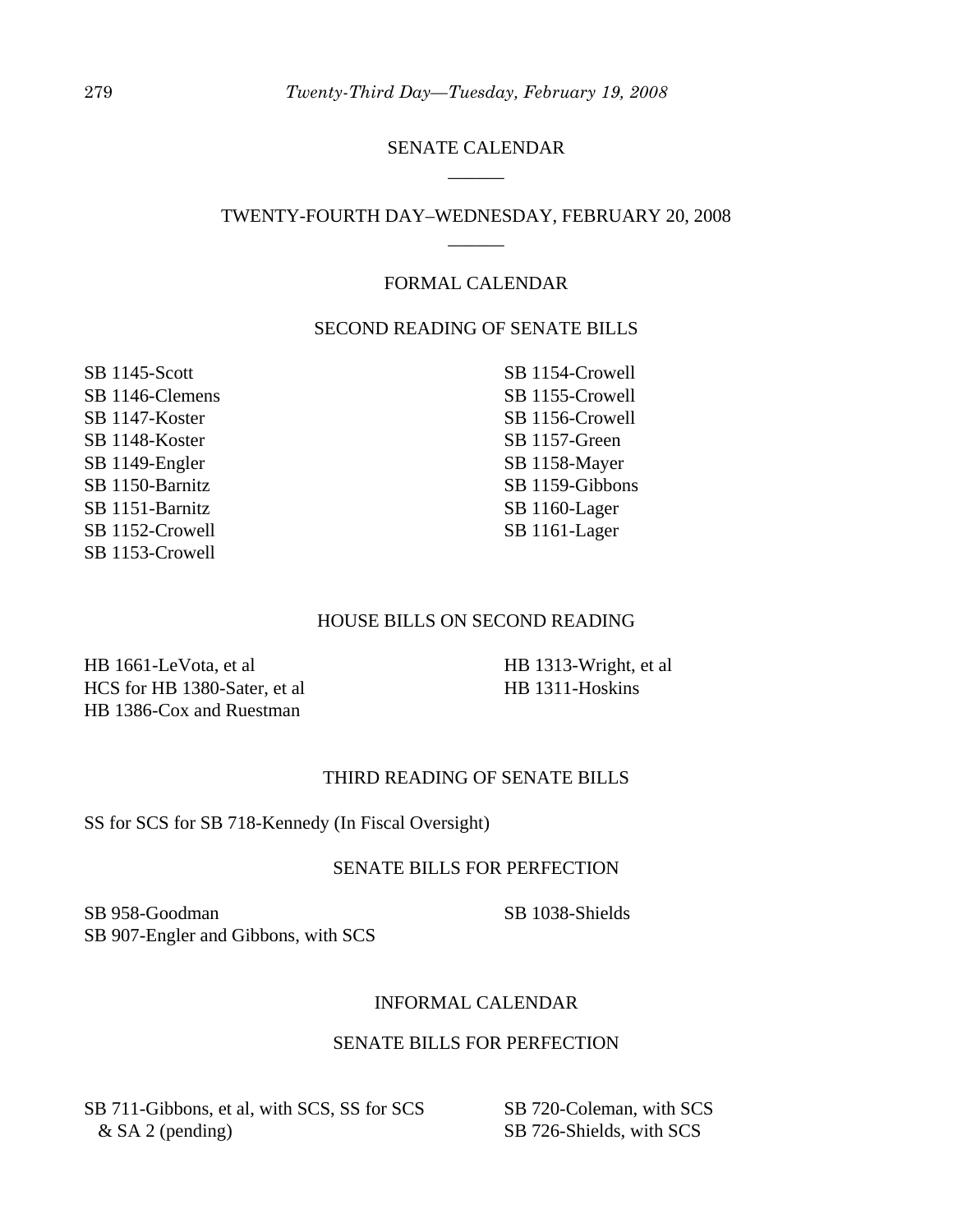## SENATE CALENDAR

______

## TWENTY-FOURTH DAY–WEDNESDAY, FEBRUARY 20, 2008

______

### FORMAL CALENDAR

#### SECOND READING OF SENATE BILLS

SB 1145-Scott
SB 1146-Clemens
SB 1147-Koster
SB 1148-Koster
SB 1149-Engler
SB 1150-Barnitz
SB 1151-Barnitz
SB 1152-Crowell
SB 1153-Crowell
SB 1154-Crowell
SB 1155-Crowell
SB 1156-Crowell
SB 1157-Green
SB 1158-Mayer
SB 1159-Gibbons
SB 1160-Lager
SB 1161-Lager

#### HOUSE BILLS ON SECOND READING

HB 1661-LeVota, et al
HCS for HB 1380-Sater, et al
HB 1386-Cox and Ruestman
HB 1313-Wright, et al
HB 1311-Hoskins

#### THIRD READING OF SENATE BILLS

SS for SCS for SB 718-Kennedy (In Fiscal Oversight)

#### SENATE BILLS FOR PERFECTION

SB 958-Goodman
SB 907-Engler and Gibbons, with SCS
SB 1038-Shields

### INFORMAL CALENDAR

#### SENATE BILLS FOR PERFECTION

SB 711-Gibbons, et al, with SCS, SS for SCS & SA 2 (pending)
SB 720-Coleman, with SCS
SB 726-Shields, with SCS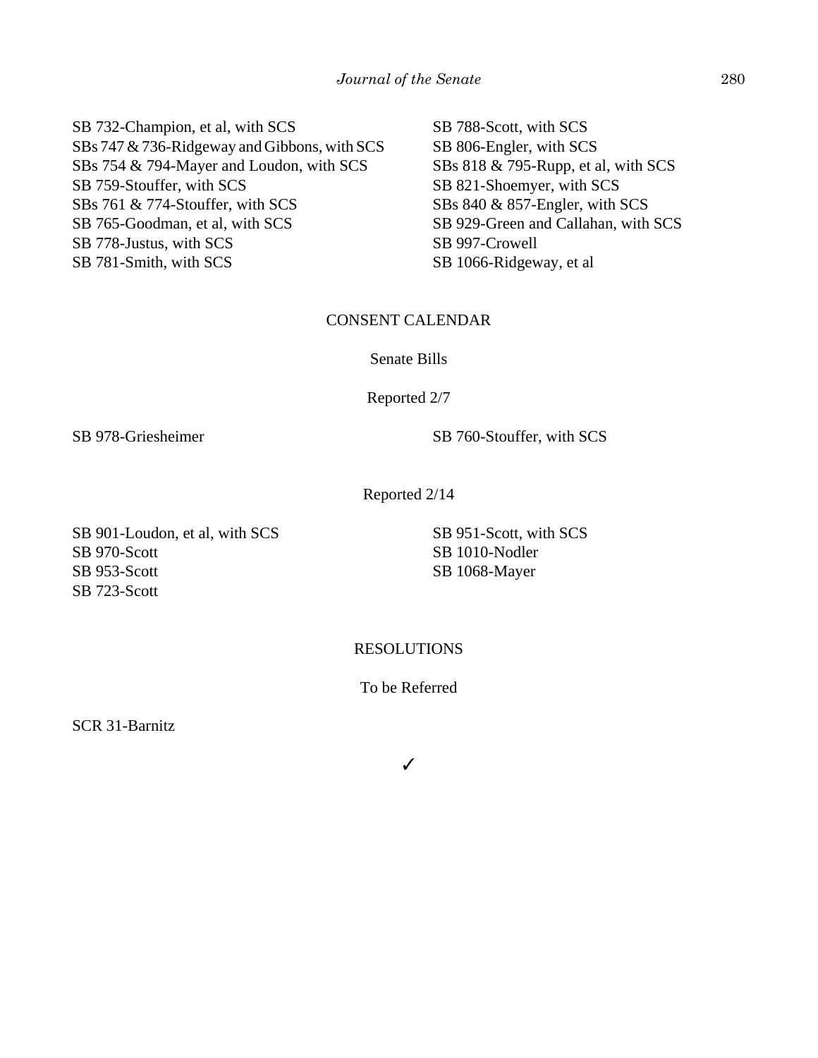SB 732-Champion, et al, with SCS
SBs 747 & 736-Ridgeway and Gibbons, with SCS
SBs 754 & 794-Mayer and Loudon, with SCS
SB 759-Stouffer, with SCS
SBs 761 & 774-Stouffer, with SCS
SB 765-Goodman, et al, with SCS
SB 778-Justus, with SCS
SB 781-Smith, with SCS
SB 788-Scott, with SCS
SB 806-Engler, with SCS
SBs 818 & 795-Rupp, et al, with SCS
SB 821-Shoemyer, with SCS
SBs 840 & 857-Engler, with SCS
SB 929-Green and Callahan, with SCS
SB 997-Crowell
SB 1066-Ridgeway, et al

## CONSENT CALENDAR

### Senate Bills

#### Reported 2/7

SB 978-Griesheimer
SB 760-Stouffer, with SCS

#### Reported 2/14

SB 901-Loudon, et al, with SCS
SB 970-Scott
SB 953-Scott
SB 723-Scott
SB 951-Scott, with SCS
SB 1010-Nodler
SB 1068-Mayer

## RESOLUTIONS

### To be Referred

SCR 31-Barnitz

✓